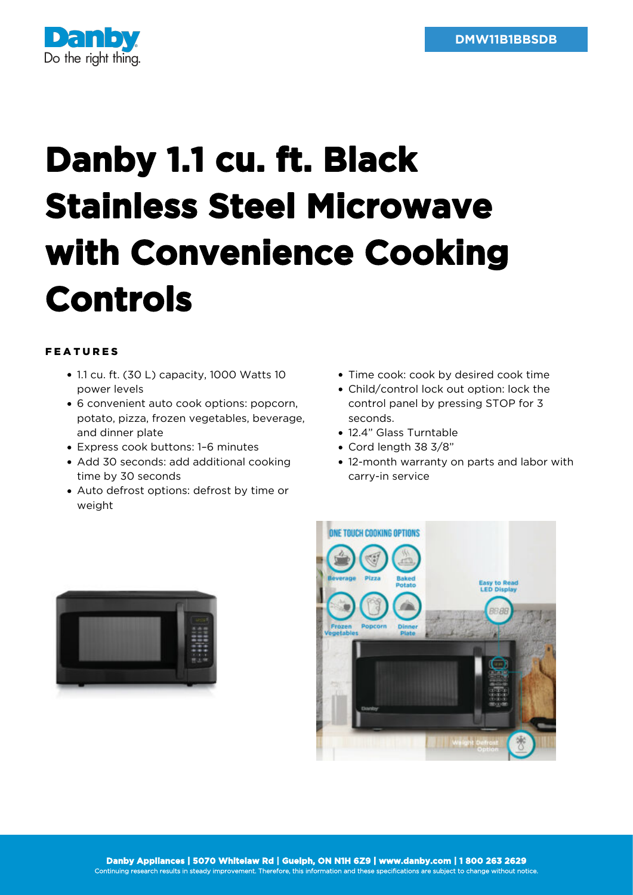DMW11B1BBSDB

# Danby 1.1 cu. ft. Black Stainless Steel Microwave with Convenience Cooking Controls

## FEATURES

- 1.1 cu. ft. (30 L) capacity, 1000 Watts 10 power levels
- 6 convenient auto cook options: popcorn, potato, pizza, frozen vegetables, beverage, and dinner plate
- Express cook buttons: 1–6 minutes
- Add 30 seconds: add additional cooking time by 30 seconds
- Auto defrost options: defrost by time or weight
- Time cook: cook by desired cook time
- Child/control lock out option: lock the control panel by pressing STOP for 3 seconds.
- 12.4" Glass Turntable
- Cord length 38 3/8"
- 12-month warranty on parts and labor with carry-in service

Danby Appliances | 5070 Whitelaw Rd | Guelph, ON N1H 6Z9 | www.danby.com | 1 800 263 2629

Continuing research results in steady improvement. Therefore, this information and these specifications are subject to change without notice.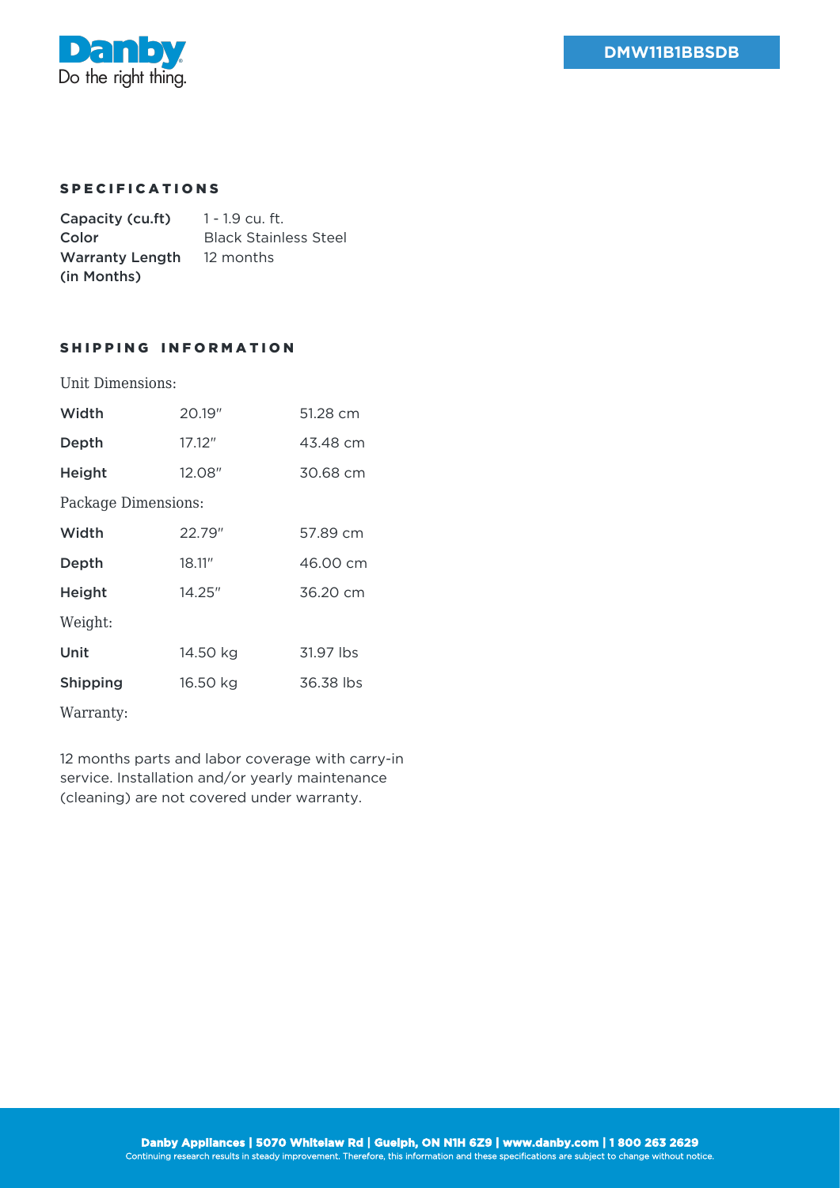DMW11B1BBSDB

## SPECIFICATIONS

| | |
|---|---|
| **Capacity (cu.ft)** | 1 - 1.9 cu. ft. |
| **Color** | Black Stainless Steel |
| **Warranty Length (in Months)** | 12 months |

## SHIPPING INFORMATION

Unit Dimensions:

| | | |
|---|---|---|
| **Width** | 20.19" | 51.28 cm |
| **Depth** | 17.12" | 43.48 cm |
| **Height** | 12.08" | 30.68 cm |

Package Dimensions:

| | | |
|---|---|---|
| **Width** | 22.79" | 57.89 cm |
| **Depth** | 18.11" | 46.00 cm |
| **Height** | 14.25" | 36.20 cm |

Weight:

| | | |
|---|---|---|
| **Unit** | 14.50 kg | 31.97 lbs |
| **Shipping** | 16.50 kg | 36.38 lbs |

Warranty:

12 months parts and labor coverage with carry-in service. Installation and/or yearly maintenance (cleaning) are not covered under warranty.